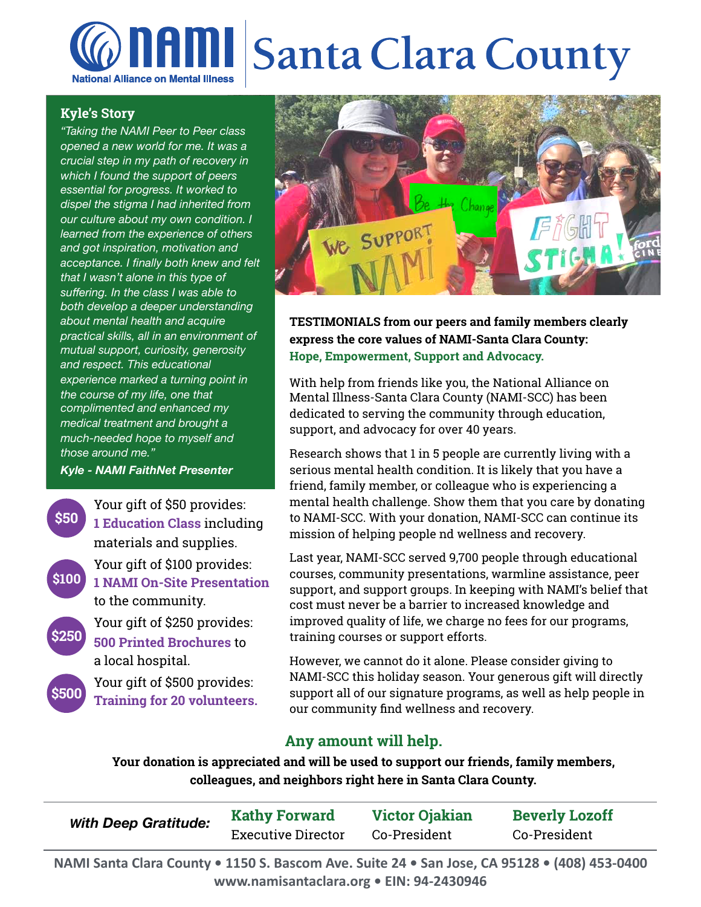# NAMI Santa Clara County

National Alliance on Mental Illness

### Kyle's Story

*"Taking the NAMI Peer to Peer class opened a new world for me. It was a crucial step in my path of recovery in which I found the support of peers essential for progress. It worked to dispel the stigma I had inherited from our culture about my own condition. I learned from the experience of others and got inspiration, motivation and acceptance. I finally both knew and felt that I wasn't alone in this type of suffering. In the class I was able to both develop a deeper understanding about mental health and acquire practical skills, all in an environment of mutual support, curiosity, generosity and respect. This educational experience marked a turning point in the course of my life, one that complimented and enhanced my medical treatment and brought a much-needed hope to myself and those around me."*

***Kyle - NAMI FaithNet Presenter***

**$50** Your gift of $50 provides: **1 Education Class** including materials and supplies.

**$100** Your gift of $100 provides: **1 NAMI On-Site Presentation** to the community.

**$250** Your gift of $250 provides: **500 Printed Brochures** to a local hospital.

**$500** Your gift of $500 provides: **Training for 20 volunteers.**

**TESTIMONIALS from our peers and family members clearly express the core values of NAMI-Santa Clara County: Hope, Empowerment, Support and Advocacy.**

With help from friends like you, the National Alliance on Mental Illness-Santa Clara County (NAMI-SCC) has been dedicated to serving the community through education, support, and advocacy for over 40 years.

Research shows that 1 in 5 people are currently living with a serious mental health condition. It is likely that you have a friend, family member, or colleague who is experiencing a mental health challenge. Show them that you care by donating to NAMI-SCC. With your donation, NAMI-SCC can continue its mission of helping people nd wellness and recovery.

Last year, NAMI-SCC served 9,700 people through educational courses, community presentations, warmline assistance, peer support, and support groups. In keeping with NAMI's belief that cost must never be a barrier to increased knowledge and improved quality of life, we charge no fees for our programs, training courses or support efforts.

However, we cannot do it alone. Please consider giving to NAMI-SCC this holiday season. Your generous gift will directly support all of our signature programs, as well as help people in our community find wellness and recovery.

## Any amount will help.

**Your donation is appreciated and will be used to support our friends, family members, colleagues, and neighbors right here in Santa Clara County.**

***With Deep Gratitude:***

**Kathy Forward** — Executive Director

**Victor Ojakian** — Co-President

**Beverly Lozoff** — Co-President

**NAMI Santa Clara County • 1150 S. Bascom Ave. Suite 24 • San Jose, CA 95128 • (408) 453-0400**
**www.namisantaclara.org • EIN: 94-2430946**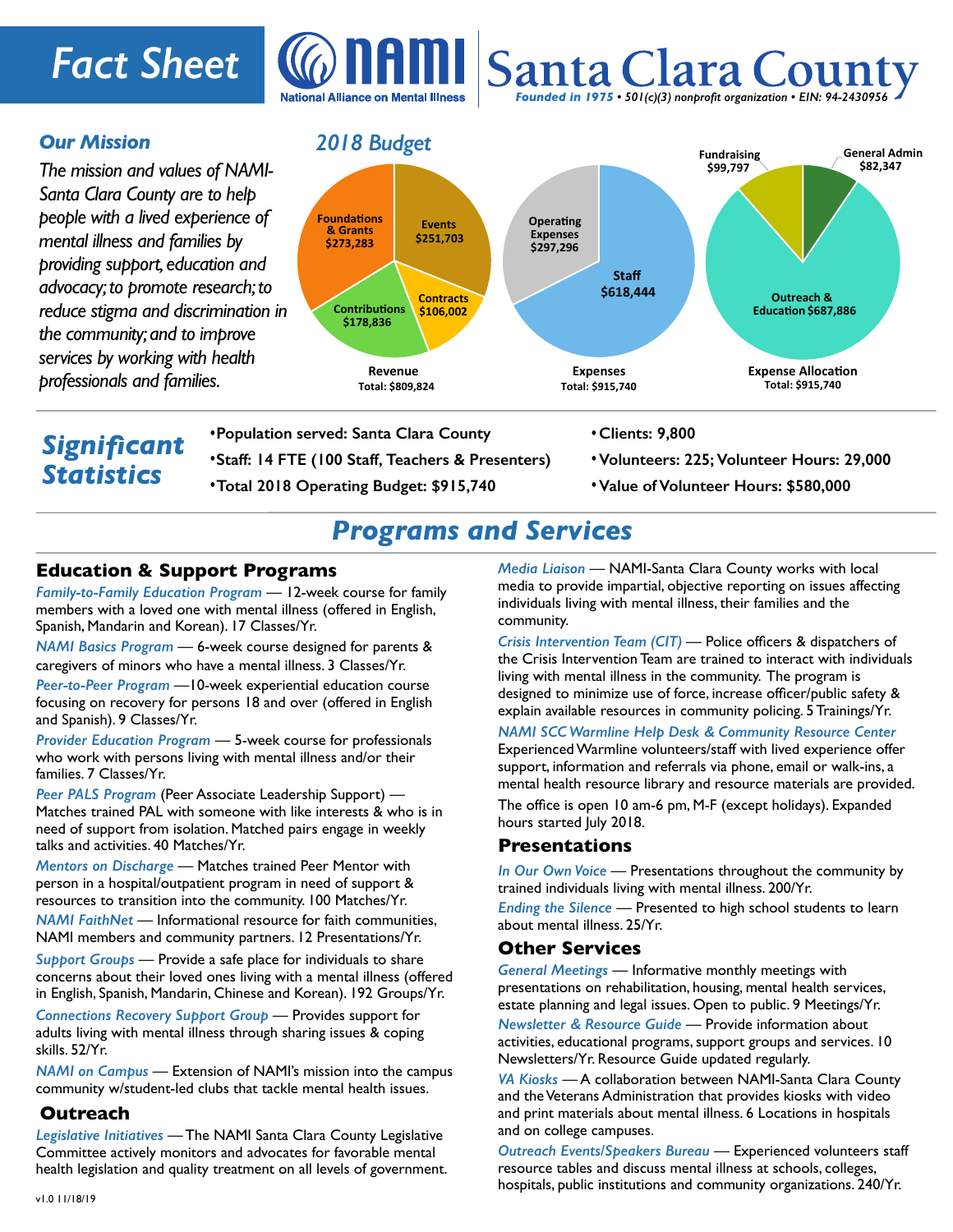# Fact Sheet

**NAMI** National Alliance on Mental Illness

# Santa Clara County

*Founded in 1975 • 501(c)(3) nonprofit organization • EIN: 94-2430956*

## Our Mission

*The mission and values of NAMI-Santa Clara County are to help people with a lived experience of mental illness and families by providing support, education and advocacy; to promote research; to reduce stigma and discrimination in the community; and to improve services by working with health professionals and families.*

## 2018 Budget

Foundations & Grants $273,283
Events $251,703
Contributions $178,836
Contracts $106,002
Revenue
Total: $809,824

Operating Expenses $297,296
Staff $618,444
Expenses
Total: $915,740

Fundraising $99,797
General Admin $82,347
Outreach & Education $687,886
Expense Allocation
Total: $915,740

## Significant Statistics

- **Population served: Santa Clara County**
- **Staff: 14 FTE (100 Staff, Teachers & Presenters)**
- **Total 2018 Operating Budget: $915,740**
- **Clients: 9,800**
- **Volunteers: 225; Volunteer Hours: 29,000**
- **Value of Volunteer Hours: $580,000**

## Programs and Services

### Education & Support Programs

*Family-to-Family Education Program* — 12-week course for family members with a loved one with mental illness (offered in English, Spanish, Mandarin and Korean). 17 Classes/Yr.

*NAMI Basics Program* — 6-week course designed for parents & caregivers of minors who have a mental illness. 3 Classes/Yr.

*Peer-to-Peer Program* —10-week experiential education course focusing on recovery for persons 18 and over (offered in English and Spanish). 9 Classes/Yr.

*Provider Education Program* — 5-week course for professionals who work with persons living with mental illness and/or their families. 7 Classes/Yr.

*Peer PALS Program* (Peer Associate Leadership Support) — Matches trained PAL with someone with like interests & who is in need of support from isolation. Matched pairs engage in weekly talks and activities. 40 Matches/Yr.

*Mentors on Discharge* — Matches trained Peer Mentor with person in a hospital/outpatient program in need of support & resources to transition into the community. 100 Matches/Yr.

*NAMI FaithNet* — Informational resource for faith communities, NAMI members and community partners. 12 Presentations/Yr.

*Support Groups* — Provide a safe place for individuals to share concerns about their loved ones living with a mental illness (offered in English, Spanish, Mandarin, Chinese and Korean). 192 Groups/Yr.

*Connections Recovery Support Group* — Provides support for adults living with mental illness through sharing issues & coping skills. 52/Yr.

*NAMI on Campus* — Extension of NAMI's mission into the campus community w/student-led clubs that tackle mental health issues.

### Outreach

*Legislative Initiatives* —The NAMI Santa Clara County Legislative Committee actively monitors and advocates for favorable mental health legislation and quality treatment on all levels of government.

*Media Liaison* — NAMI-Santa Clara County works with local media to provide impartial, objective reporting on issues affecting individuals living with mental illness, their families and the community.

*Crisis Intervention Team (CIT)* — Police officers & dispatchers of the Crisis Intervention Team are trained to interact with individuals living with mental illness in the community. The program is designed to minimize use of force, increase officer/public safety & explain available resources in community policing. 5 Trainings/Yr.

*NAMI SCC Warmline Help Desk & Community Resource Center*
Experienced Warmline volunteers/staff with lived experience offer support, information and referrals via phone, email or walk-ins, a mental health resource library and resource materials are provided.

The office is open 10 am-6 pm, M-F (except holidays). Expanded hours started July 2018.

### Presentations

*In Our Own Voice* — Presentations throughout the community by trained individuals living with mental illness. 200/Yr.

*Ending the Silence* — Presented to high school students to learn about mental illness. 25/Yr.

### Other Services

*General Meetings* — Informative monthly meetings with presentations on rehabilitation, housing, mental health services, estate planning and legal issues. Open to public. 9 Meetings/Yr.

*Newsletter & Resource Guide* — Provide information about activities, educational programs, support groups and services. 10 Newsletters/Yr. Resource Guide updated regularly.

*VA Kiosks* — A collaboration between NAMI-Santa Clara County and the Veterans Administration that provides kiosks with video and print materials about mental illness. 6 Locations in hospitals and on college campuses.

*Outreach Events/Speakers Bureau* — Experienced volunteers staff resource tables and discuss mental illness at schools, colleges, hospitals, public institutions and community organizations. 240/Yr.

v1.0 11/18/19